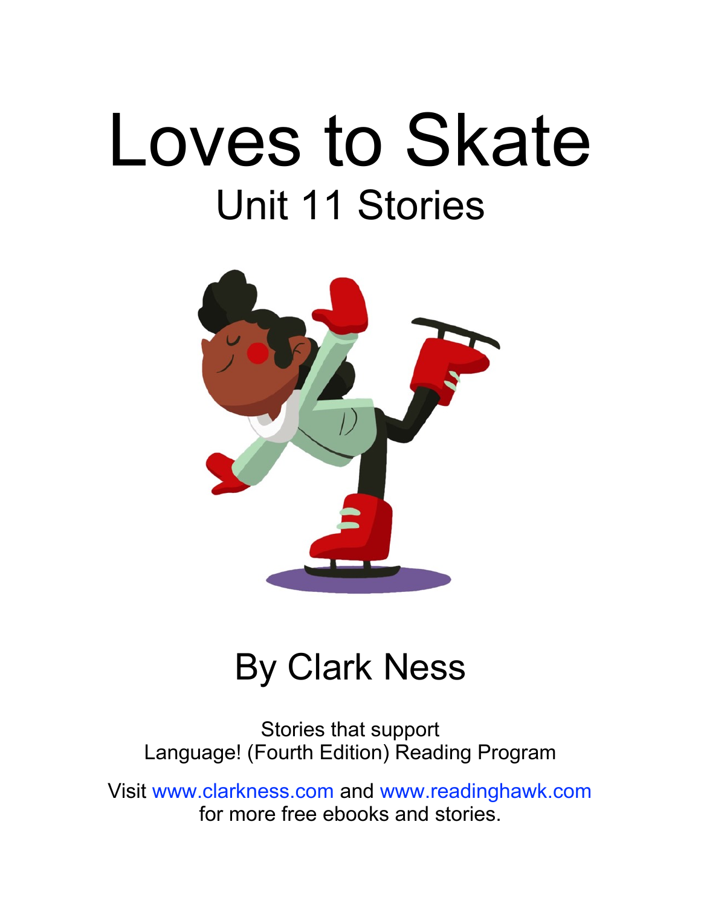# Loves to Skate

## Unit 11 Stories

By Clark Ness

Stories that support
Language! (Fourth Edition) Reading Program

Visit www.clarkness.com and www.readinghawk.com
for more free ebooks and stories.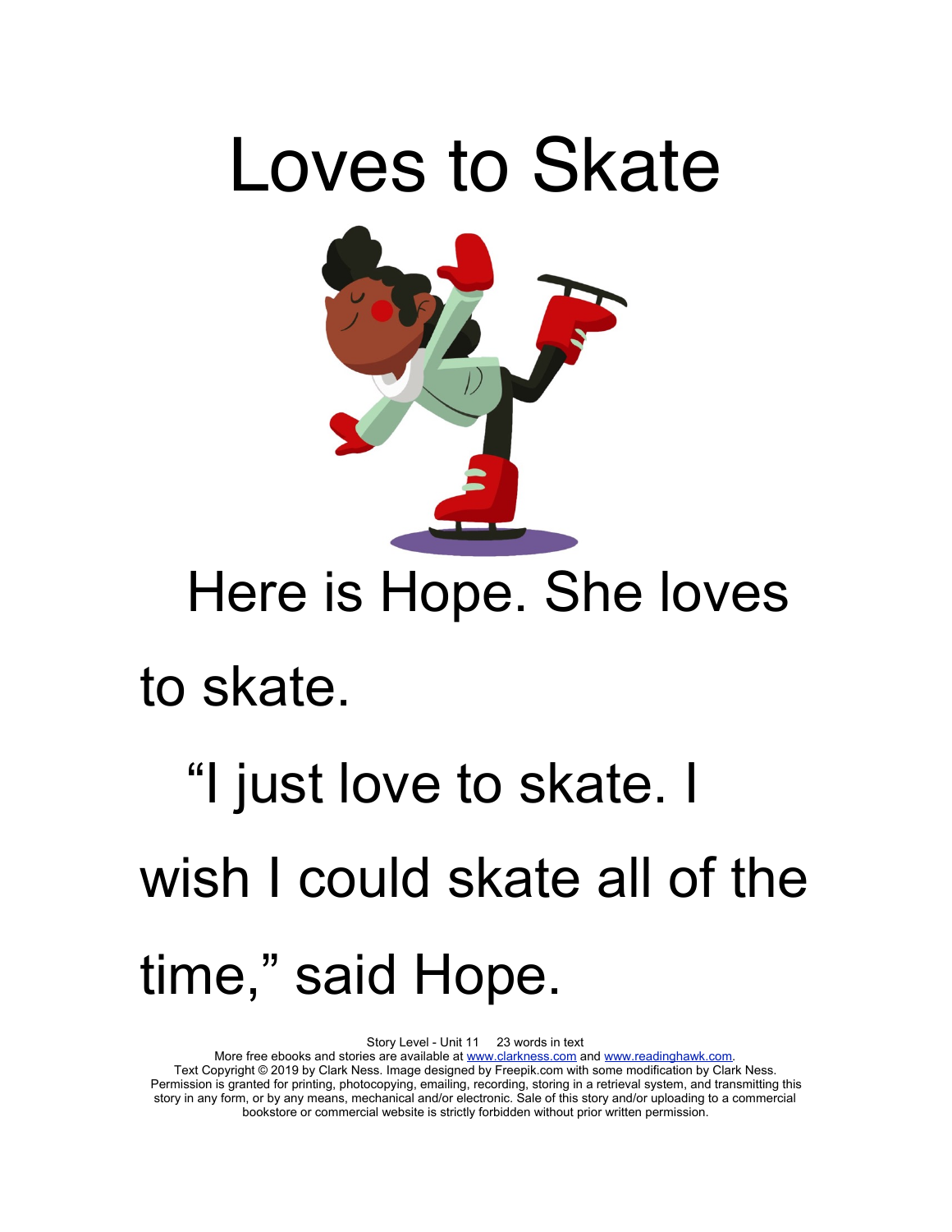# Loves to Skate

Here is Hope. She loves to skate.

"I just love to skate. I wish I could skate all of the time," said Hope.

Story Level - Unit 11 23 words in text
More free ebooks and stories are available at www.clarkness.com and www.readinghawk.com.
Text Copyright © 2019 by Clark Ness. Image designed by Freepik.com with some modification by Clark Ness.
Permission is granted for printing, photocopying, emailing, recording, storing in a retrieval system, and transmitting this story in any form, or by any means, mechanical and/or electronic. Sale of this story and/or uploading to a commercial bookstore or commercial website is strictly forbidden without prior written permission.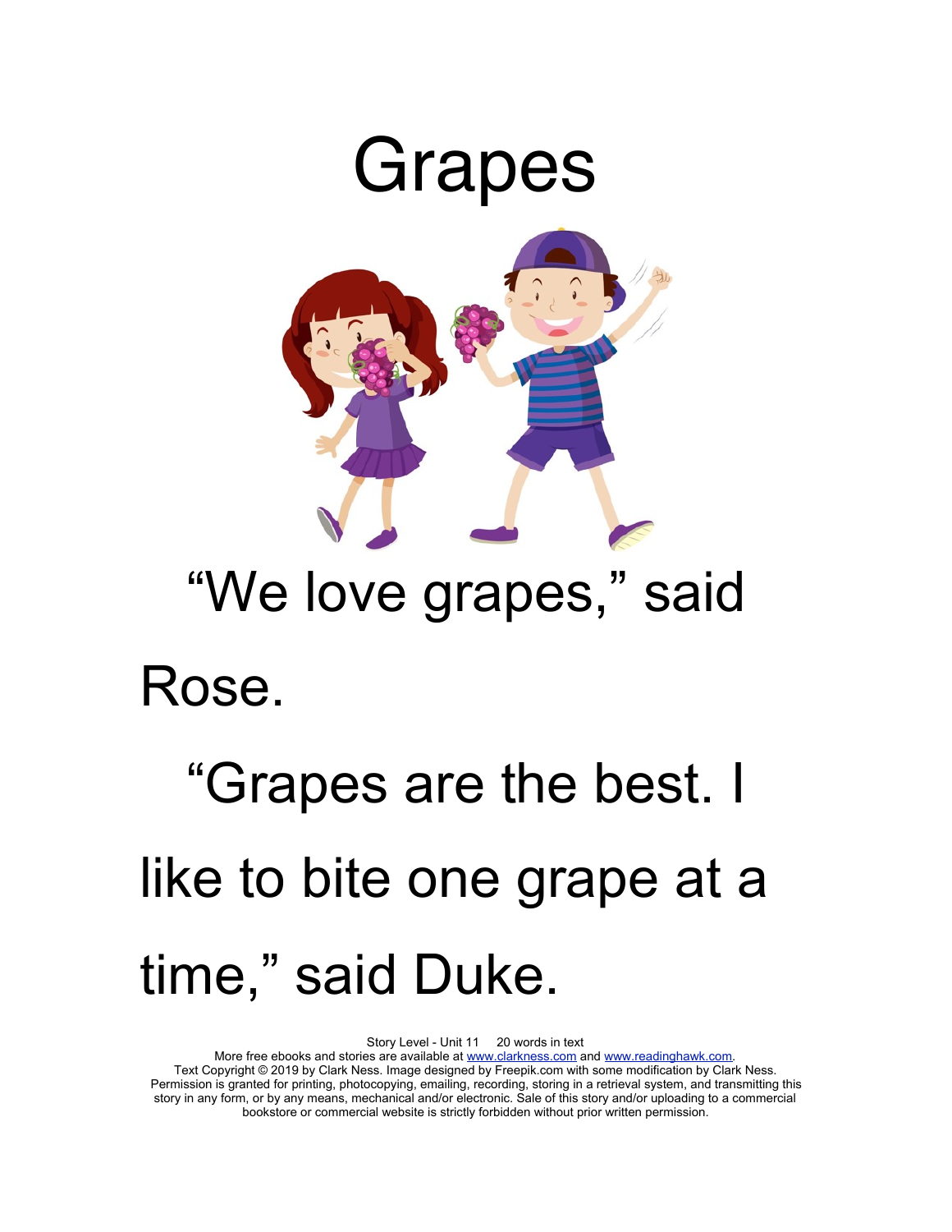# Grapes

"We love grapes," said Rose.

"Grapes are the best. I like to bite one grape at a time," said Duke.

Story Level - Unit 11     20 words in text
More free ebooks and stories are available at www.clarkness.com and www.readinghawk.com.
Text Copyright © 2019 by Clark Ness. Image designed by Freepik.com with some modification by Clark Ness.
Permission is granted for printing, photocopying, emailing, recording, storing in a retrieval system, and transmitting this story in any form, or by any means, mechanical and/or electronic. Sale of this story and/or uploading to a commercial bookstore or commercial website is strictly forbidden without prior written permission.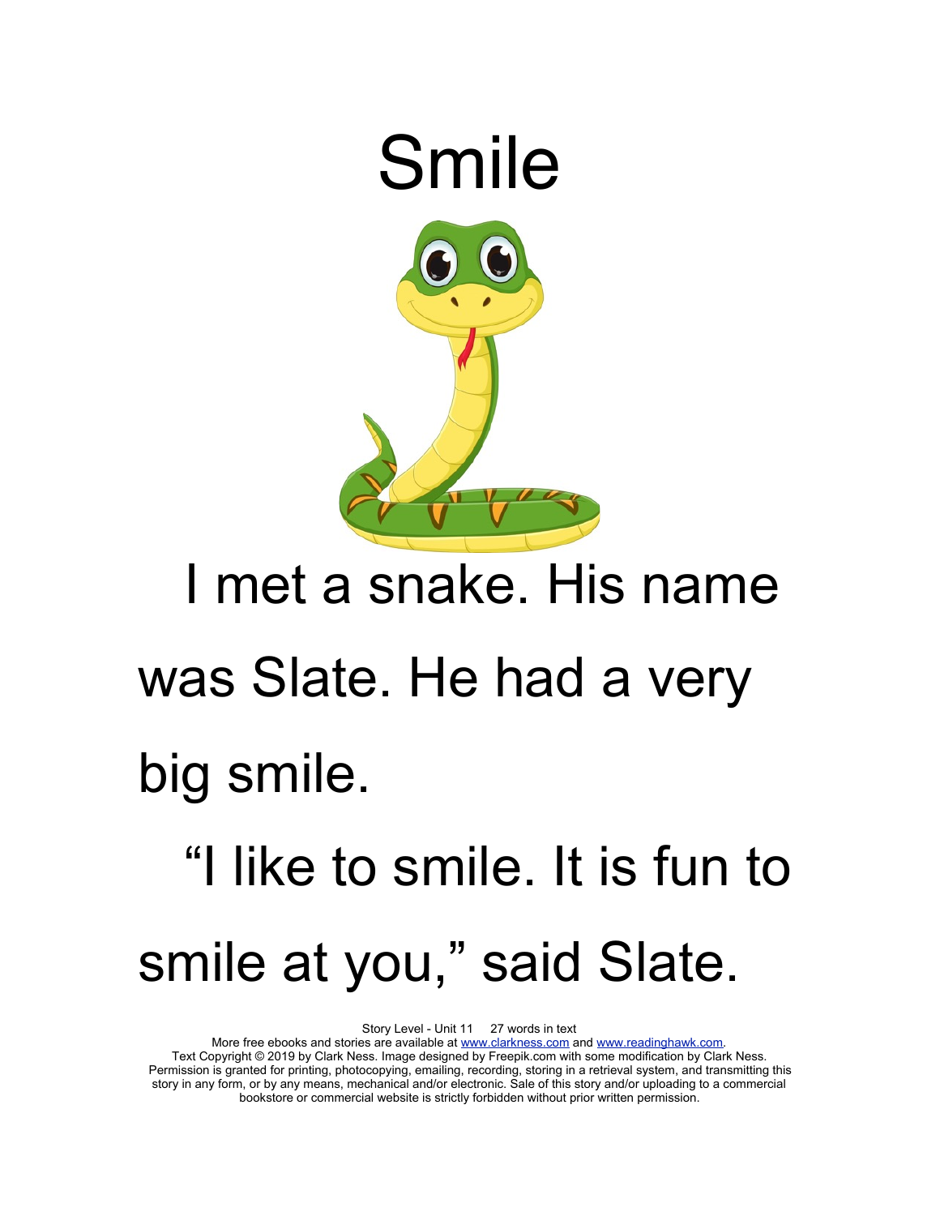# Smile

I met a snake. His name was Slate. He had a very big smile.

"I like to smile. It is fun to smile at you," said Slate.

Story Level - Unit 11     27 words in text
More free ebooks and stories are available at www.clarkness.com and www.readinghawk.com.
Text Copyright © 2019 by Clark Ness. Image designed by Freepik.com with some modification by Clark Ness. Permission is granted for printing, photocopying, emailing, recording, storing in a retrieval system, and transmitting this story in any form, or by any means, mechanical and/or electronic. Sale of this story and/or uploading to a commercial bookstore or commercial website is strictly forbidden without prior written permission.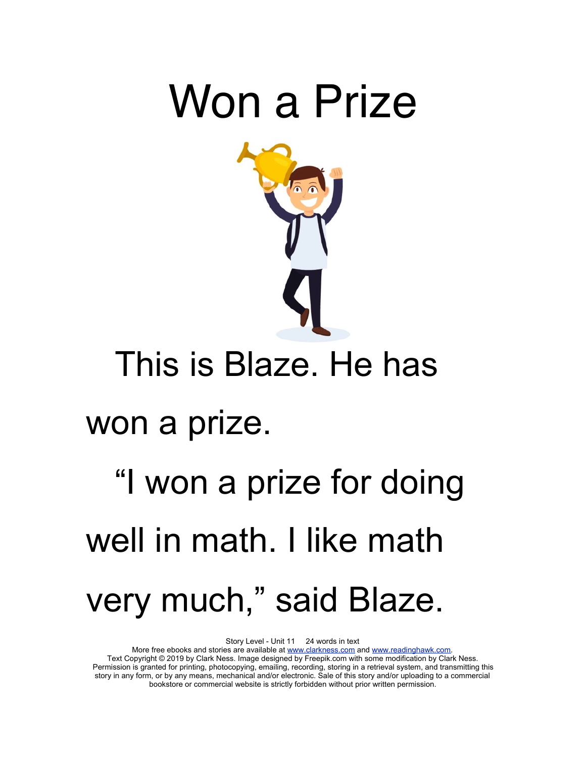# Won a Prize

This is Blaze. He has won a prize.

"I won a prize for doing well in math. I like math very much," said Blaze.

Story Level - Unit 11 24 words in text
More free ebooks and stories are available at www.clarkness.com and www.readinghawk.com.
Text Copyright © 2019 by Clark Ness. Image designed by Freepik.com with some modification by Clark Ness.
Permission is granted for printing, photocopying, emailing, recording, storing in a retrieval system, and transmitting this story in any form, or by any means, mechanical and/or electronic. Sale of this story and/or uploading to a commercial bookstore or commercial website is strictly forbidden without prior written permission.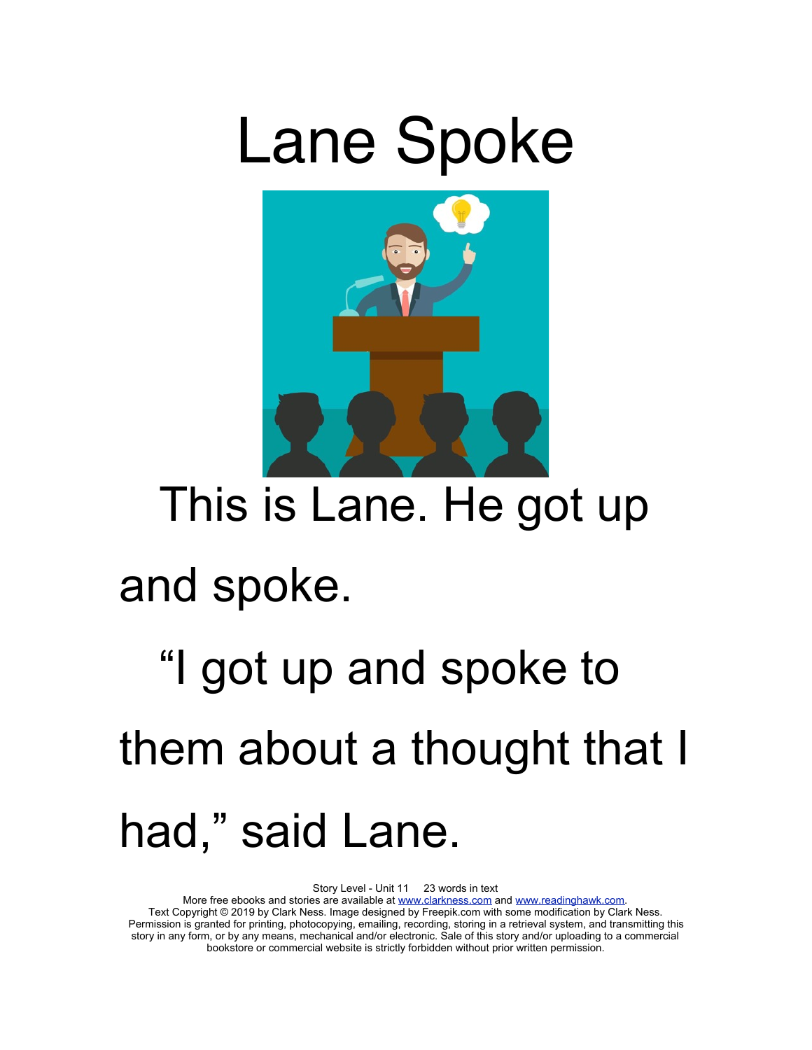# Lane Spoke

This is Lane. He got up and spoke.

"I got up and spoke to them about a thought that I had," said Lane.

Story Level - Unit 11 23 words in text
More free ebooks and stories are available at www.clarkness.com and www.readinghawk.com.
Text Copyright © 2019 by Clark Ness. Image designed by Freepik.com with some modification by Clark Ness.
Permission is granted for printing, photocopying, emailing, recording, storing in a retrieval system, and transmitting this story in any form, or by any means, mechanical and/or electronic. Sale of this story and/or uploading to a commercial bookstore or commercial website is strictly forbidden without prior written permission.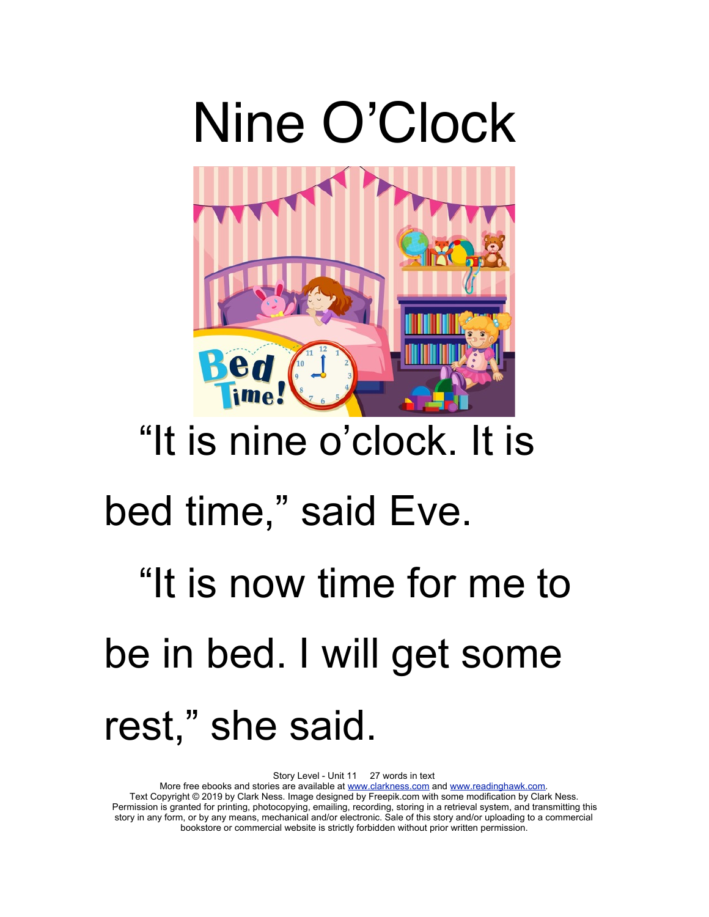# Nine O'Clock

"It is nine o'clock. It is bed time," said Eve.

"It is now time for me to be in bed. I will get some rest," she said.

Story Level - Unit 11     27 words in text

More free ebooks and stories are available at www.clarkness.com and www.readinghawk.com.

Text Copyright © 2019 by Clark Ness. Image designed by Freepik.com with some modification by Clark Ness. Permission is granted for printing, photocopying, emailing, recording, storing in a retrieval system, and transmitting this story in any form, or by any means, mechanical and/or electronic. Sale of this story and/or uploading to a commercial bookstore or commercial website is strictly forbidden without prior written permission.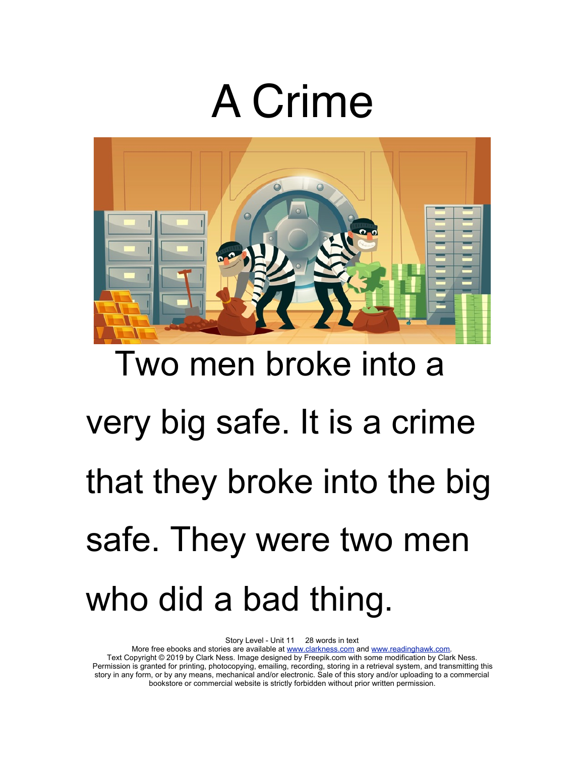# A Crime

Two men broke into a very big safe. It is a crime that they broke into the big safe. They were two men who did a bad thing.

Story Level - Unit 11 28 words in text
More free ebooks and stories are available at www.clarkness.com and www.readinghawk.com.
Text Copyright © 2019 by Clark Ness. Image designed by Freepik.com with some modification by Clark Ness.
Permission is granted for printing, photocopying, emailing, recording, storing in a retrieval system, and transmitting this story in any form, or by any means, mechanical and/or electronic. Sale of this story and/or uploading to a commercial bookstore or commercial website is strictly forbidden without prior written permission.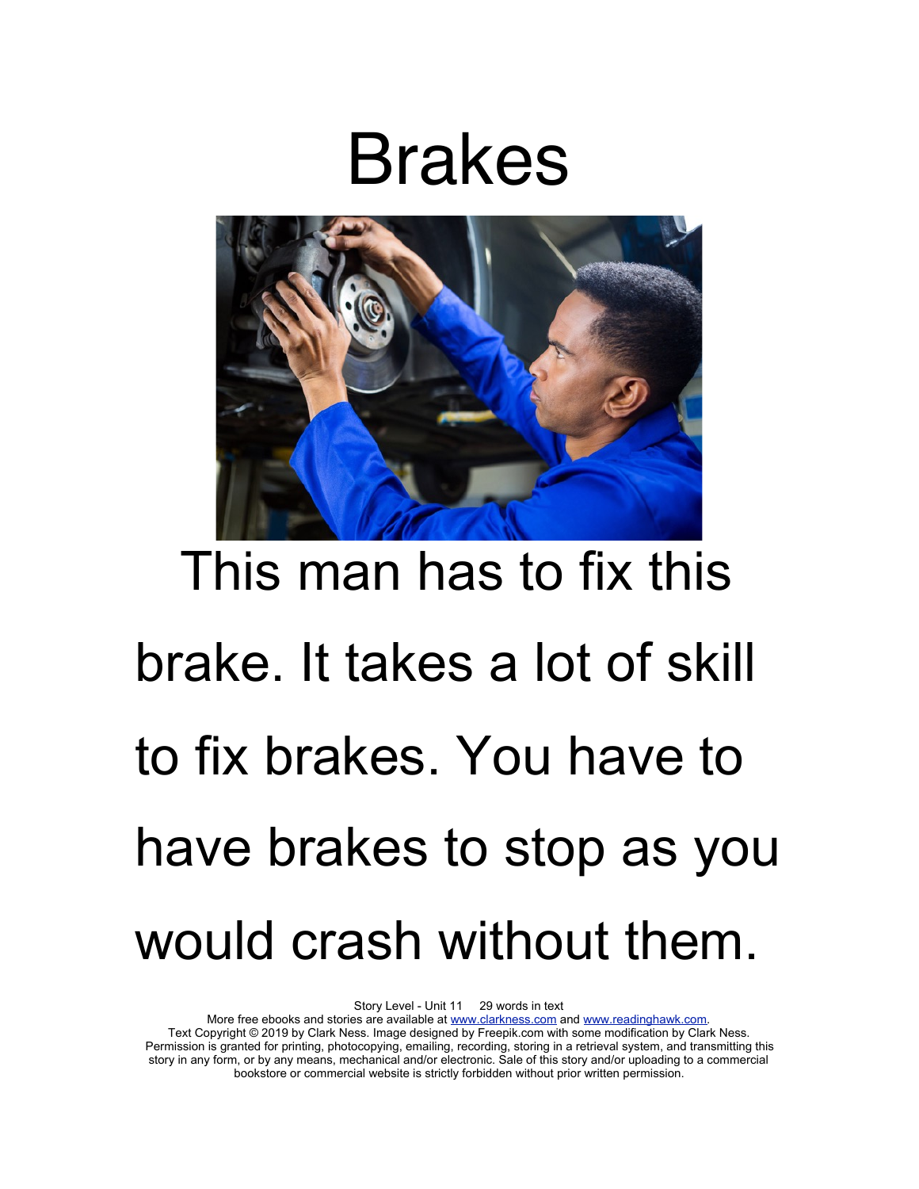# Brakes

This man has to fix this brake. It takes a lot of skill to fix brakes. You have to have brakes to stop as you would crash without them.

Story Level - Unit 11 29 words in text
More free ebooks and stories are available at www.clarkness.com and www.readinghawk.com.
Text Copyright © 2019 by Clark Ness. Image designed by Freepik.com with some modification by Clark Ness. Permission is granted for printing, photocopying, emailing, recording, storing in a retrieval system, and transmitting this story in any form, or by any means, mechanical and/or electronic. Sale of this story and/or uploading to a commercial bookstore or commercial website is strictly forbidden without prior written permission.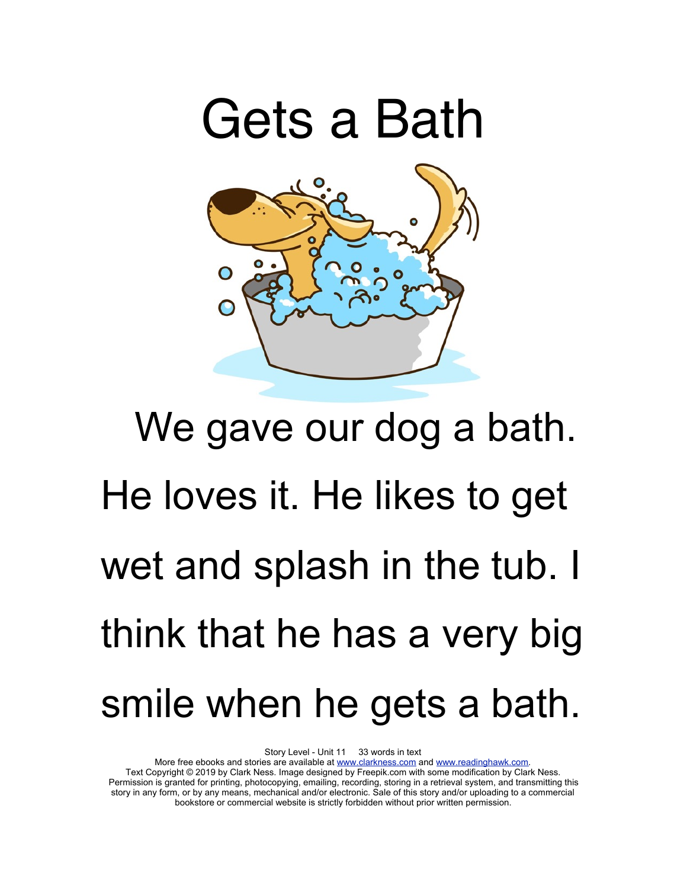# Gets a Bath

We gave our dog a bath. He loves it. He likes to get wet and splash in the tub. I think that he has a very big smile when he gets a bath.

Story Level - Unit 11 33 words in text
More free ebooks and stories are available at www.clarkness.com and www.readinghawk.com.
Text Copyright © 2019 by Clark Ness. Image designed by Freepik.com with some modification by Clark Ness. Permission is granted for printing, photocopying, emailing, recording, storing in a retrieval system, and transmitting this story in any form, or by any means, mechanical and/or electronic. Sale of this story and/or uploading to a commercial bookstore or commercial website is strictly forbidden without prior written permission.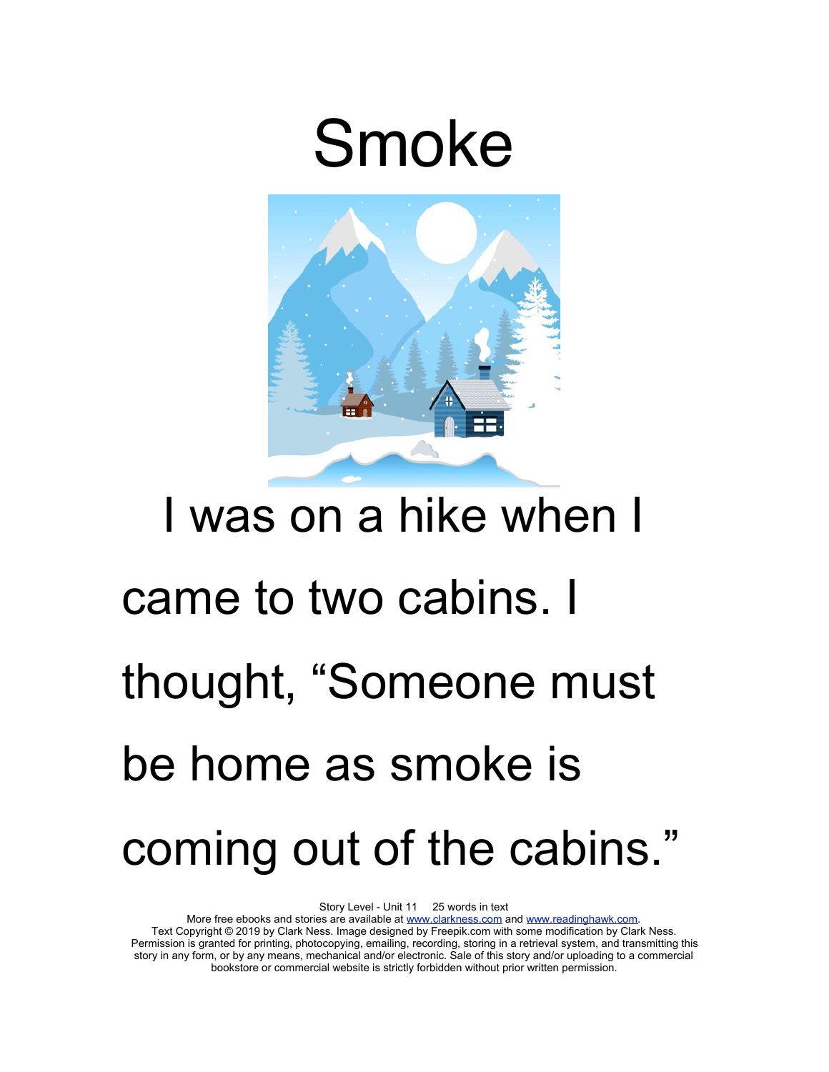# Smoke

I was on a hike when I came to two cabins. I thought, “Someone must be home as smoke is coming out of the cabins.”

Story Level - Unit 11 25 words in text
More free ebooks and stories are available at www.clarkness.com and www.readinghawk.com.
Text Copyright © 2019 by Clark Ness. Image designed by Freepik.com with some modification by Clark Ness. Permission is granted for printing, photocopying, emailing, recording, storing in a retrieval system, and transmitting this story in any form, or by any means, mechanical and/or electronic. Sale of this story and/or uploading to a commercial bookstore or commercial website is strictly forbidden without prior written permission.